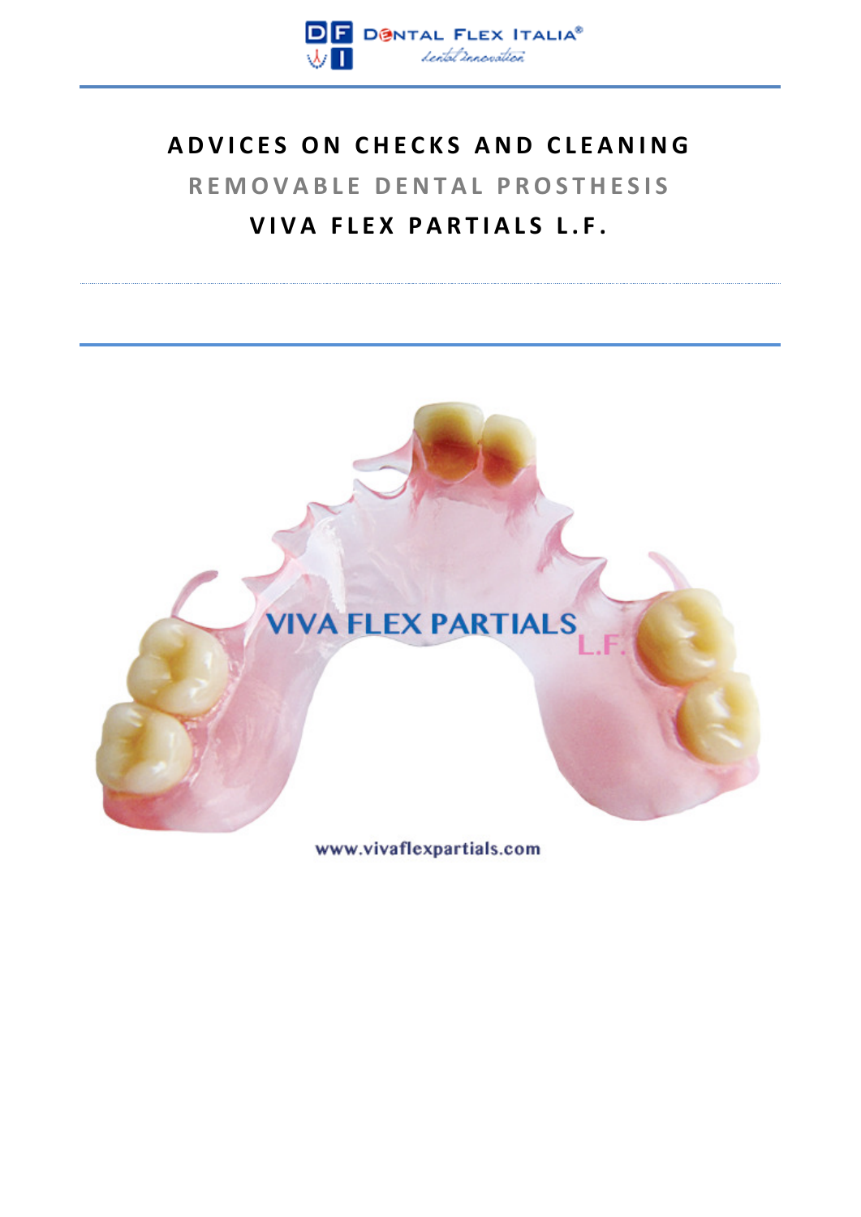# ADVICES ON CHECKS AND CLEANING

## REMOVABLE DENTAL PROSTHESIS

## VIVA FLEX PARTIALS L.F.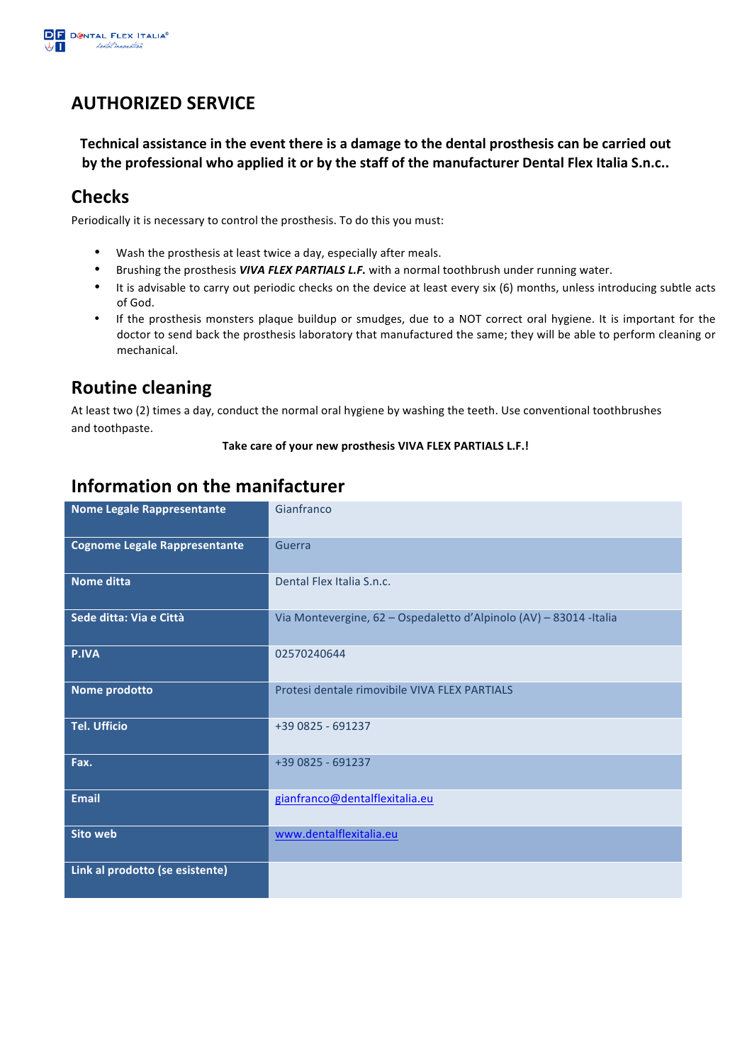## AUTHORIZED SERVICE

**Technical assistance in the event there is a damage to the dental prosthesis can be carried out by the professional who applied it or by the staff of the manufacturer Dental Flex Italia S.n.c..**

## Checks

Periodically it is necessary to control the prosthesis. To do this you must:

- Wash the prosthesis at least twice a day, especially after meals.
- Brushing the prosthesis ***VIVA FLEX PARTIALS L.F.*** with a normal toothbrush under running water.
- It is advisable to carry out periodic checks on the device at least every six (6) months, unless introducing subtle acts of God.
- If the prosthesis monsters plaque buildup or smudges, due to a NOT correct oral hygiene. It is important for the doctor to send back the prosthesis laboratory that manufactured the same; they will be able to perform cleaning or mechanical.

## Routine cleaning

At least two (2) times a day, conduct the normal oral hygiene by washing the teeth. Use conventional toothbrushes and toothpaste.

**Take care of your new prosthesis VIVA FLEX PARTIALS L.F.!**

## Information on the manufacturer

| | |
|---|---|
| **Nome Legale Rappresentante** | Gianfranco |
| **Cognome Legale Rappresentante** | Guerra |
| **Nome ditta** | Dental Flex Italia S.n.c. |
| **Sede ditta: Via e Città** | Via Montevergine, 62 – Ospedaletto d'Alpinolo (AV) – 83014 -Italia |
| **P.IVA** | 02570240644 |
| **Nome prodotto** | Protesi dentale rimovibile VIVA FLEX PARTIALS |
| **Tel. Ufficio** | +39 0825 - 691237 |
| **Fax.** | +39 0825 - 691237 |
| **Email** | gianfranco@dentalflexitalia.eu |
| **Sito web** | www.dentalflexitalia.eu |
| **Link al prodotto (se esistente)** | |